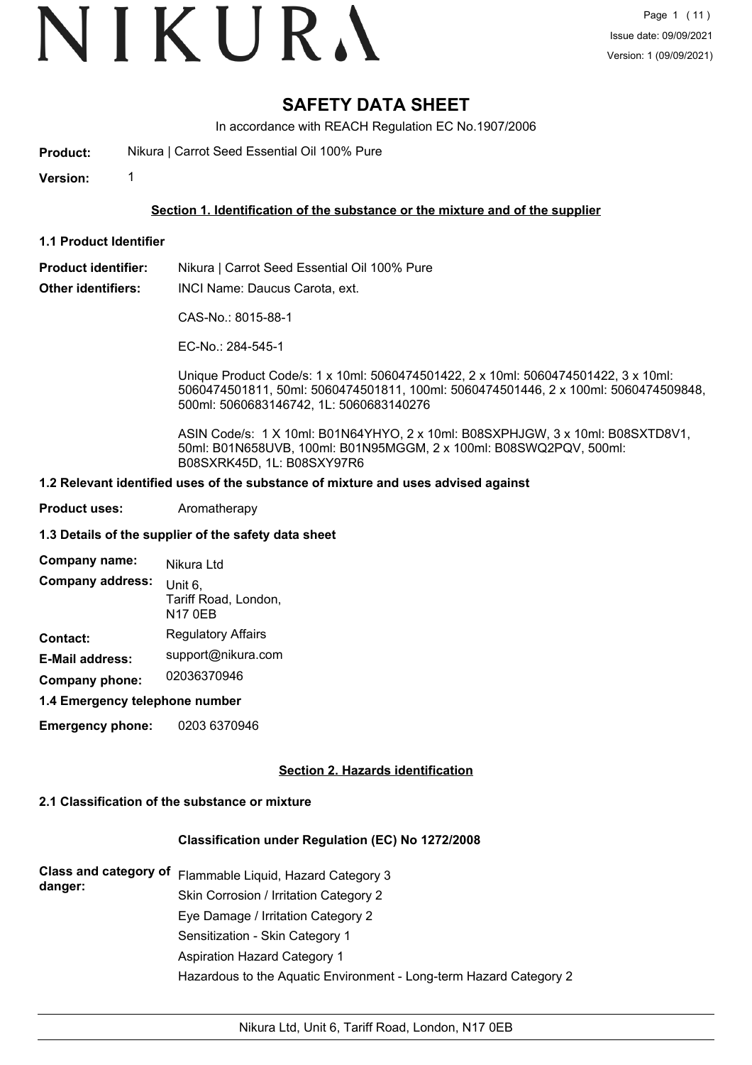NIKURA

Issue date: 09/09/2021
Version: 1 (09/09/2021)

# SAFETY DATA SHEET

In accordance with REACH Regulation EC No.1907/2006

**Product:** Nikura | Carrot Seed Essential Oil 100% Pure

**Version:** 1

## Section 1. Identification of the substance or the mixture and of the supplier

### 1.1 Product Identifier

**Product identifier:** Nikura | Carrot Seed Essential Oil 100% Pure

**Other identifiers:** INCI Name: Daucus Carota, ext.

CAS-No.: 8015-88-1

EC-No.: 284-545-1

Unique Product Code/s: 1 x 10ml: 5060474501422, 2 x 10ml: 5060474501422, 3 x 10ml: 5060474501811, 50ml: 5060474501811, 100ml: 5060474501446, 2 x 100ml: 5060474509848, 500ml: 5060683146742, 1L: 5060683140276

ASIN Code/s: 1 X 10ml: B01N64YHYO, 2 x 10ml: B08SXPHJGW, 3 x 10ml: B08SXTD8V1, 50ml: B01N658UVB, 100ml: B01N95MGGM, 2 x 100ml: B08SWQ2PQV, 500ml: B08SXRK45D, 1L: B08SXY97R6

### 1.2 Relevant identified uses of the substance of mixture and uses advised against

**Product uses:** Aromatherapy

### 1.3 Details of the supplier of the safety data sheet

**Company name:** Nikura Ltd

**Company address:** Unit 6, Tariff Road, London, N17 0EB

**Contact:** Regulatory Affairs

**E-Mail address:** support@nikura.com

**Company phone:** 02036370946

### 1.4 Emergency telephone number

**Emergency phone:** 0203 6370946

## Section 2. Hazards identification

### 2.1 Classification of the substance or mixture

**Classification under Regulation (EC) No 1272/2008**

**Class and category of danger:**

Flammable Liquid, Hazard Category 3
Skin Corrosion / Irritation Category 2
Eye Damage / Irritation Category 2
Sensitization - Skin Category 1
Aspiration Hazard Category 1
Hazardous to the Aquatic Environment - Long-term Hazard Category 2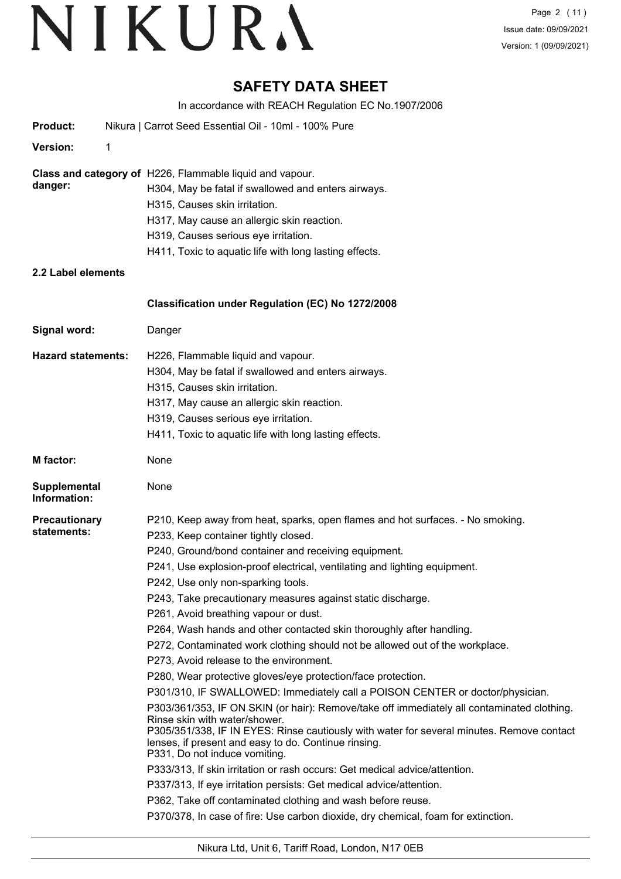# SAFETY DATA SHEET

In accordance with REACH Regulation EC No.1907/2006

**Product:** Nikura | Carrot Seed Essential Oil - 10ml - 100% Pure

**Version:** 1

**Class and category of danger:**
H226, Flammable liquid and vapour.
H304, May be fatal if swallowed and enters airways.
H315, Causes skin irritation.
H317, May cause an allergic skin reaction.
H319, Causes serious eye irritation.
H411, Toxic to aquatic life with long lasting effects.

**2.2 Label elements**

**Classification under Regulation (EC) No 1272/2008**

**Signal word:** Danger

**Hazard statements:**
H226, Flammable liquid and vapour.
H304, May be fatal if swallowed and enters airways.
H315, Causes skin irritation.
H317, May cause an allergic skin reaction.
H319, Causes serious eye irritation.
H411, Toxic to aquatic life with long lasting effects.

**M factor:** None

**Supplemental Information:** None

**Precautionary statements:**
P210, Keep away from heat, sparks, open flames and hot surfaces. - No smoking.
P233, Keep container tightly closed.
P240, Ground/bond container and receiving equipment.
P241, Use explosion-proof electrical, ventilating and lighting equipment.
P242, Use only non-sparking tools.
P243, Take precautionary measures against static discharge.
P261, Avoid breathing vapour or dust.
P264, Wash hands and other contacted skin thoroughly after handling.
P272, Contaminated work clothing should not be allowed out of the workplace.
P273, Avoid release to the environment.
P280, Wear protective gloves/eye protection/face protection.
P301/310, IF SWALLOWED: Immediately call a POISON CENTER or doctor/physician.
P303/361/353, IF ON SKIN (or hair): Remove/take off immediately all contaminated clothing. Rinse skin with water/shower.
P305/351/338, IF IN EYES: Rinse cautiously with water for several minutes. Remove contact lenses, if present and easy to do. Continue rinsing.
P331, Do not induce vomiting.
P333/313, If skin irritation or rash occurs: Get medical advice/attention.
P337/313, If eye irritation persists: Get medical advice/attention.
P362, Take off contaminated clothing and wash before reuse.
P370/378, In case of fire: Use carbon dioxide, dry chemical, foam for extinction.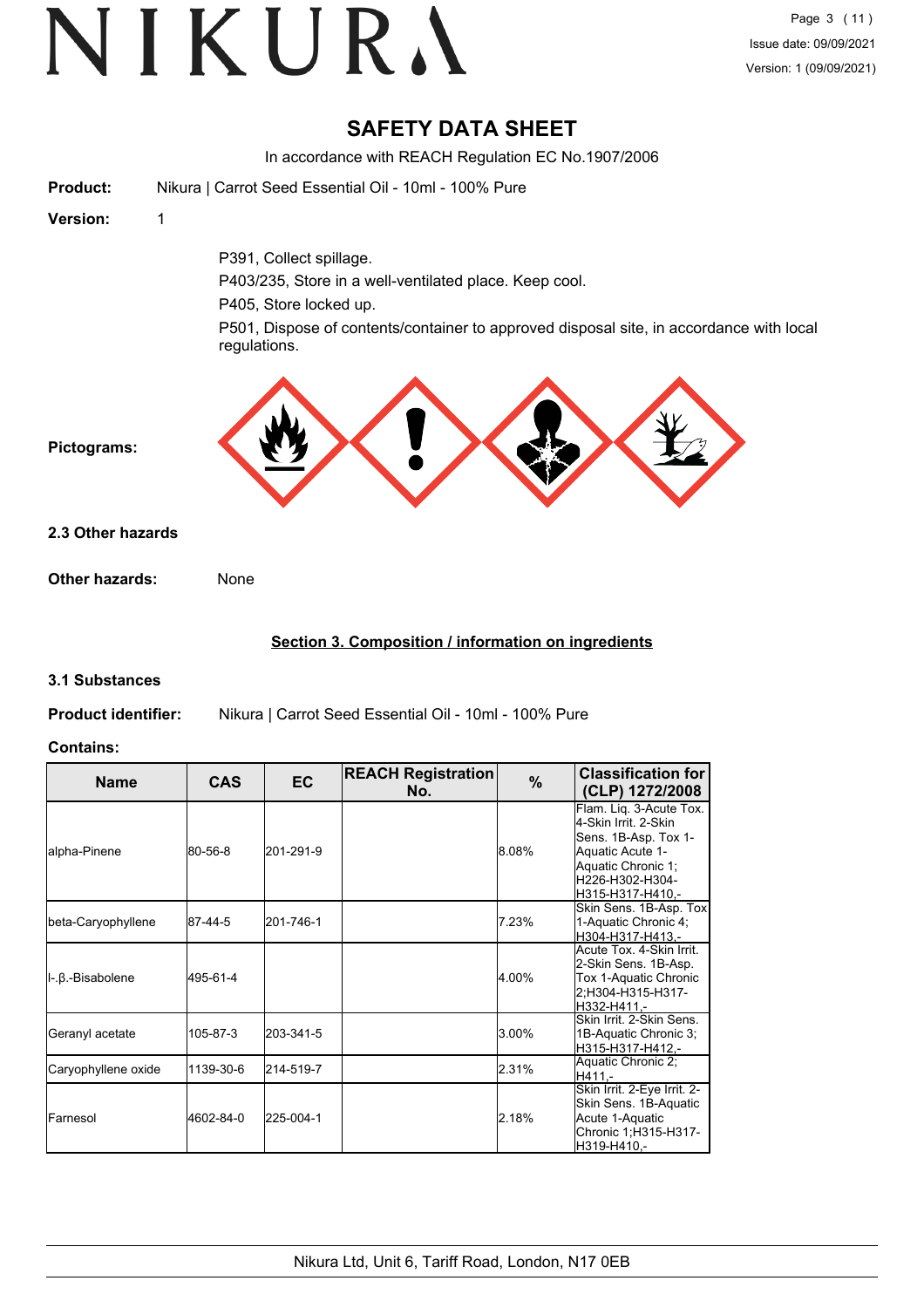# SAFETY DATA SHEET

In accordance with REACH Regulation EC No.1907/2006

**Product:** Nikura | Carrot Seed Essential Oil - 10ml - 100% Pure

**Version:** 1

P391, Collect spillage.

P403/235, Store in a well-ventilated place. Keep cool.

P405, Store locked up.

P501, Dispose of contents/container to approved disposal site, in accordance with local regulations.

**Pictograms:**

### 2.3 Other hazards

**Other hazards:** None

## Section 3. Composition / information on ingredients

### 3.1 Substances

**Product identifier:** Nikura | Carrot Seed Essential Oil - 10ml - 100% Pure

**Contains:**

| Name | CAS | EC | REACH Registration No. | % | Classification for (CLP) 1272/2008 |
|---|---|---|---|---|---|
| alpha-Pinene | 80-56-8 | 201-291-9 | | 8.08% | Flam. Liq. 3-Acute Tox. 4-Skin Irrit. 2-Skin Sens. 1B-Asp. Tox 1-Aquatic Acute 1-Aquatic Chronic 1;H226-H302-H304-H315-H317-H410,- |
| beta-Caryophyllene | 87-44-5 | 201-746-1 | | 7.23% | Skin Sens. 1B-Asp. Tox 1-Aquatic Chronic 4;H304-H317-H413,- |
| l-.β.-Bisabolene | 495-61-4 | | | 4.00% | Acute Tox. 4-Skin Irrit. 2-Skin Sens. 1B-Asp. Tox 1-Aquatic Chronic 2;H304-H315-H317-H332-H411,- |
| Geranyl acetate | 105-87-3 | 203-341-5 | | 3.00% | Skin Irrit. 2-Skin Sens. 1B-Aquatic Chronic 3;H315-H317-H412,- |
| Caryophyllene oxide | 1139-30-6 | 214-519-7 | | 2.31% | Aquatic Chronic 2;H411,- |
| Farnesol | 4602-84-0 | 225-004-1 | | 2.18% | Skin Irrit. 2-Eye Irrit. 2-Skin Sens. 1B-Aquatic Acute 1-Aquatic Chronic 1;H315-H317-H319-H410,- |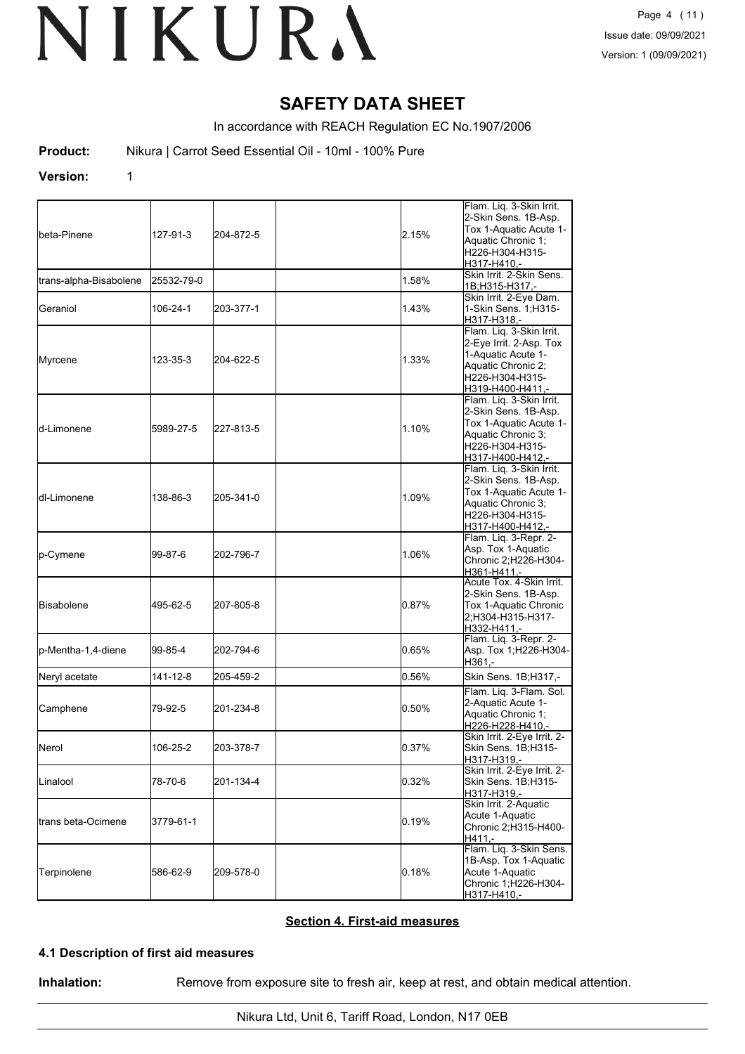# SAFETY DATA SHEET

In accordance with REACH Regulation EC No.1907/2006

**Product:** Nikura | Carrot Seed Essential Oil - 10ml - 100% Pure

**Version:** 1

| | | | | | |
|---|---|---|---|---|---|
| beta-Pinene | 127-91-3 | 204-872-5 | | 2.15% | Flam. Liq. 3-Skin Irrit. 2-Skin Sens. 1B-Asp. Tox 1-Aquatic Acute 1-Aquatic Chronic 1; H226-H304-H315-H317-H410,- |
| trans-alpha-Bisabolene | 25532-79-0 | | | 1.58% | Skin Irrit. 2-Skin Sens. 1B;H315-H317,- |
| Geraniol | 106-24-1 | 203-377-1 | | 1.43% | Skin Irrit. 2-Eye Dam. 1-Skin Sens. 1;H315-H317-H318,- |
| Myrcene | 123-35-3 | 204-622-5 | | 1.33% | Flam. Liq. 3-Skin Irrit. 2-Eye Irrit. 2-Asp. Tox 1-Aquatic Acute 1-Aquatic Chronic 2; H226-H304-H315-H319-H400-H411,- |
| d-Limonene | 5989-27-5 | 227-813-5 | | 1.10% | Flam. Liq. 3-Skin Irrit. 2-Skin Sens. 1B-Asp. Tox 1-Aquatic Acute 1-Aquatic Chronic 3; H226-H304-H315-H317-H400-H412,- |
| dl-Limonene | 138-86-3 | 205-341-0 | | 1.09% | Flam. Liq. 3-Skin Irrit. 2-Skin Sens. 1B-Asp. Tox 1-Aquatic Acute 1-Aquatic Chronic 3; H226-H304-H315-H317-H400-H412,- |
| p-Cymene | 99-87-6 | 202-796-7 | | 1.06% | Flam. Liq. 3-Repr. 2-Asp. Tox 1-Aquatic Chronic 2;H226-H304-H361-H411,- |
| Bisabolene | 495-62-5 | 207-805-8 | | 0.87% | Acute Tox. 4-Skin Irrit. 2-Skin Sens. 1B-Asp. Tox 1-Aquatic Chronic 2;H304-H315-H317-H332-H411,- |
| p-Mentha-1,4-diene | 99-85-4 | 202-794-6 | | 0.65% | Flam. Liq. 3-Repr. 2-Asp. Tox 1;H226-H304-H361,- |
| Neryl acetate | 141-12-8 | 205-459-2 | | 0.56% | Skin Sens. 1B;H317,- |
| Camphene | 79-92-5 | 201-234-8 | | 0.50% | Flam. Liq. 3-Flam. Sol. 2-Aquatic Acute 1-Aquatic Chronic 1; H226-H228-H410,- |
| Nerol | 106-25-2 | 203-378-7 | | 0.37% | Skin Irrit. 2-Eye Irrit. 2-Skin Sens. 1B;H315-H317-H319,- |
| Linalool | 78-70-6 | 201-134-4 | | 0.32% | Skin Irrit. 2-Eye Irrit. 2-Skin Sens. 1B;H315-H317-H319,- |
| trans beta-Ocimene | 3779-61-1 | | | 0.19% | Skin Irrit. 2-Aquatic Acute 1-Aquatic Chronic 2;H315-H400-H411,- |
| Terpinolene | 586-62-9 | 209-578-0 | | 0.18% | Flam. Liq. 3-Skin Sens. 1B-Asp. Tox 1-Aquatic Acute 1-Aquatic Chronic 1;H226-H304-H317-H410,- |

## Section 4. First-aid measures

### 4.1 Description of first aid measures

**Inhalation:** Remove from exposure site to fresh air, keep at rest, and obtain medical attention.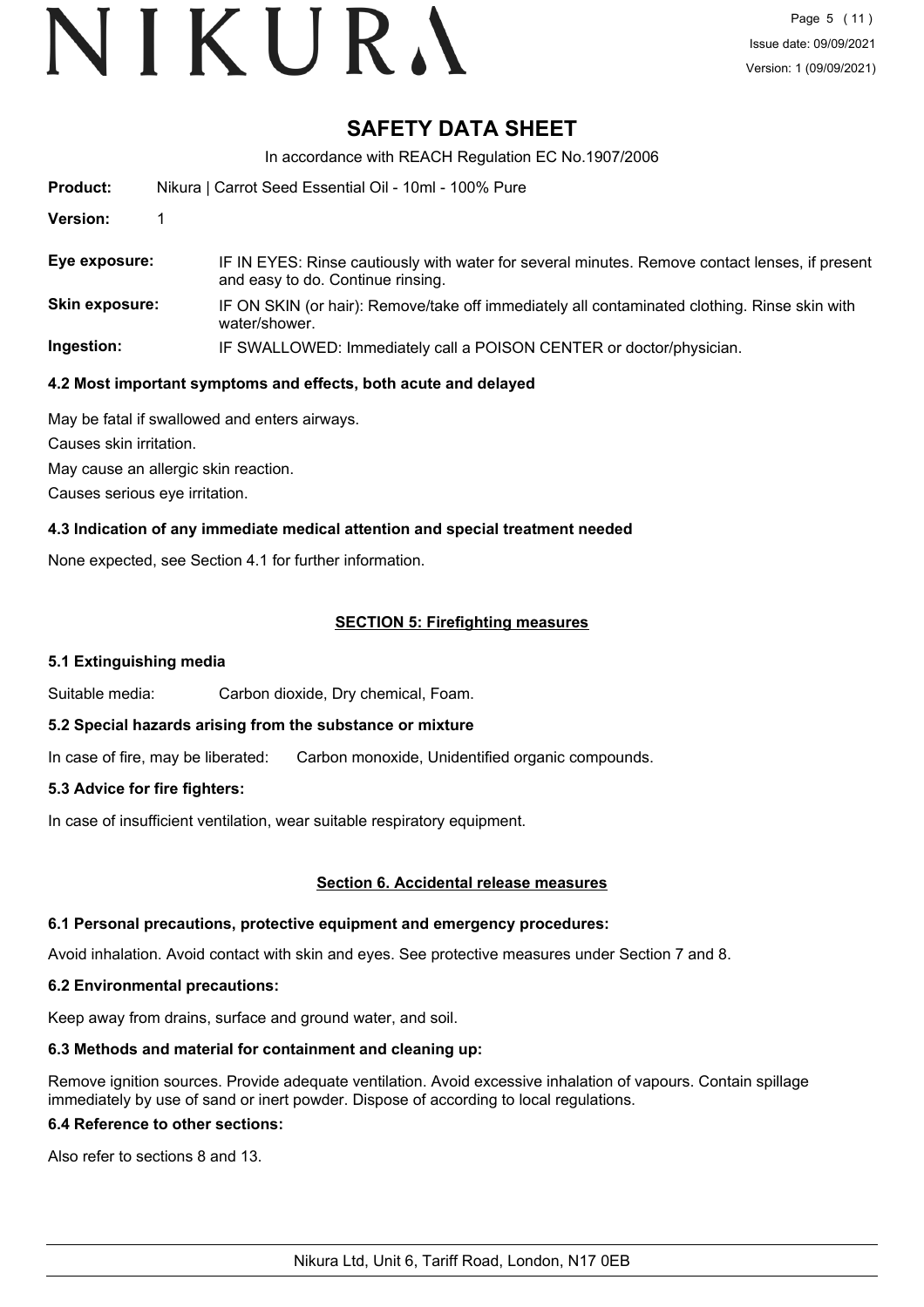# SAFETY DATA SHEET

In accordance with REACH Regulation EC No.1907/2006

**Product:** Nikura | Carrot Seed Essential Oil - 10ml - 100% Pure

**Version:** 1

| | |
|---|---|
| **Eye exposure:** | IF IN EYES: Rinse cautiously with water for several minutes. Remove contact lenses, if present and easy to do. Continue rinsing. |
| **Skin exposure:** | IF ON SKIN (or hair): Remove/take off immediately all contaminated clothing. Rinse skin with water/shower. |
| **Ingestion:** | IF SWALLOWED: Immediately call a POISON CENTER or doctor/physician. |

### 4.2 Most important symptoms and effects, both acute and delayed

May be fatal if swallowed and enters airways.

Causes skin irritation.

May cause an allergic skin reaction.

Causes serious eye irritation.

### 4.3 Indication of any immediate medical attention and special treatment needed

None expected, see Section 4.1 for further information.

## SECTION 5: Firefighting measures

### 5.1 Extinguishing media

Suitable media: Carbon dioxide, Dry chemical, Foam.

### 5.2 Special hazards arising from the substance or mixture

In case of fire, may be liberated: Carbon monoxide, Unidentified organic compounds.

### 5.3 Advice for fire fighters:

In case of insufficient ventilation, wear suitable respiratory equipment.

## Section 6. Accidental release measures

### 6.1 Personal precautions, protective equipment and emergency procedures:

Avoid inhalation. Avoid contact with skin and eyes. See protective measures under Section 7 and 8.

### 6.2 Environmental precautions:

Keep away from drains, surface and ground water, and soil.

### 6.3 Methods and material for containment and cleaning up:

Remove ignition sources. Provide adequate ventilation. Avoid excessive inhalation of vapours. Contain spillage immediately by use of sand or inert powder. Dispose of according to local regulations.

### 6.4 Reference to other sections:

Also refer to sections 8 and 13.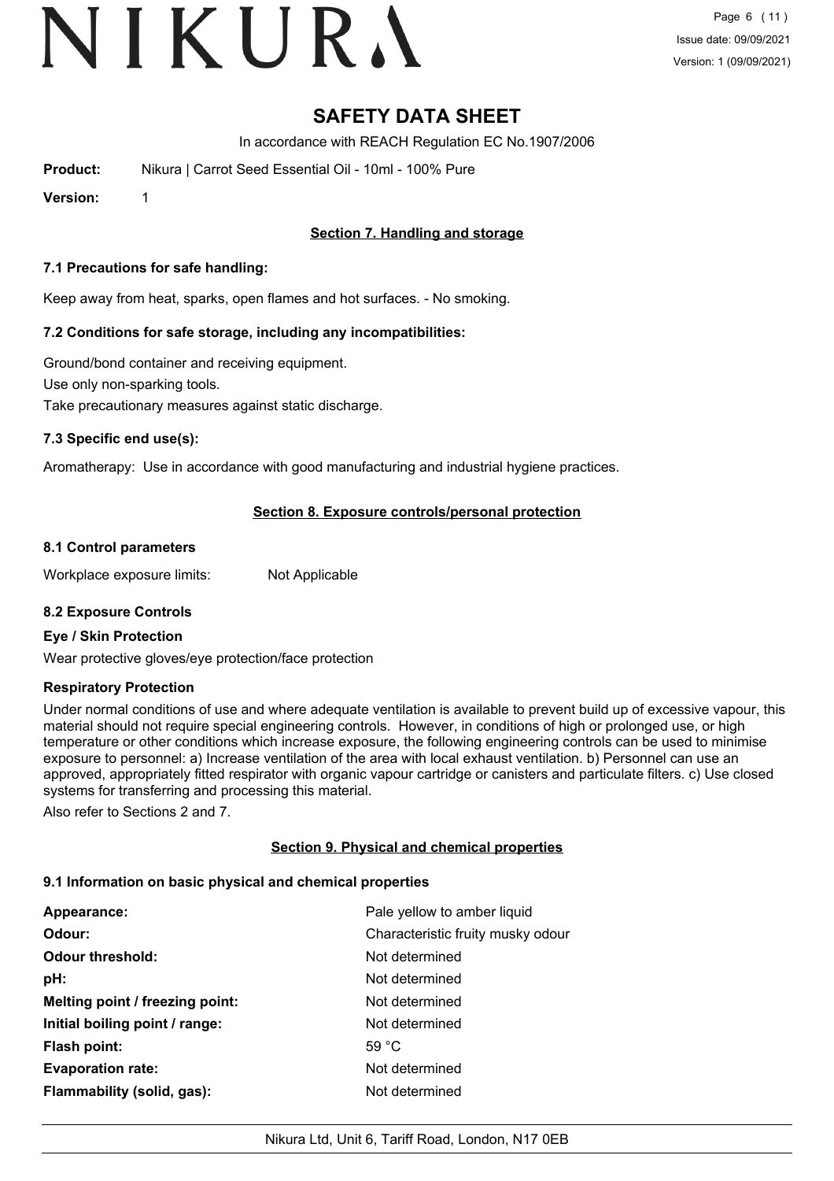# SAFETY DATA SHEET

In accordance with REACH Regulation EC No.1907/2006

**Product:** Nikura | Carrot Seed Essential Oil - 10ml - 100% Pure

**Version:** 1

## Section 7. Handling and storage

### 7.1 Precautions for safe handling:

Keep away from heat, sparks, open flames and hot surfaces. - No smoking.

### 7.2 Conditions for safe storage, including any incompatibilities:

Ground/bond container and receiving equipment.

Use only non-sparking tools.

Take precautionary measures against static discharge.

### 7.3 Specific end use(s):

Aromatherapy: Use in accordance with good manufacturing and industrial hygiene practices.

## Section 8. Exposure controls/personal protection

### 8.1 Control parameters

Workplace exposure limits: Not Applicable

### 8.2 Exposure Controls

**Eye / Skin Protection**

Wear protective gloves/eye protection/face protection

**Respiratory Protection**

Under normal conditions of use and where adequate ventilation is available to prevent build up of excessive vapour, this material should not require special engineering controls. However, in conditions of high or prolonged use, or high temperature or other conditions which increase exposure, the following engineering controls can be used to minimise exposure to personnel: a) Increase ventilation of the area with local exhaust ventilation. b) Personnel can use an approved, appropriately fitted respirator with organic vapour cartridge or canisters and particulate filters. c) Use closed systems for transferring and processing this material.

Also refer to Sections 2 and 7.

## Section 9. Physical and chemical properties

### 9.1 Information on basic physical and chemical properties

| | |
|---|---|
| **Appearance:** | Pale yellow to amber liquid |
| **Odour:** | Characteristic fruity musky odour |
| **Odour threshold:** | Not determined |
| **pH:** | Not determined |
| **Melting point / freezing point:** | Not determined |
| **Initial boiling point / range:** | Not determined |
| **Flash point:** | 59 °C |
| **Evaporation rate:** | Not determined |
| **Flammability (solid, gas):** | Not determined |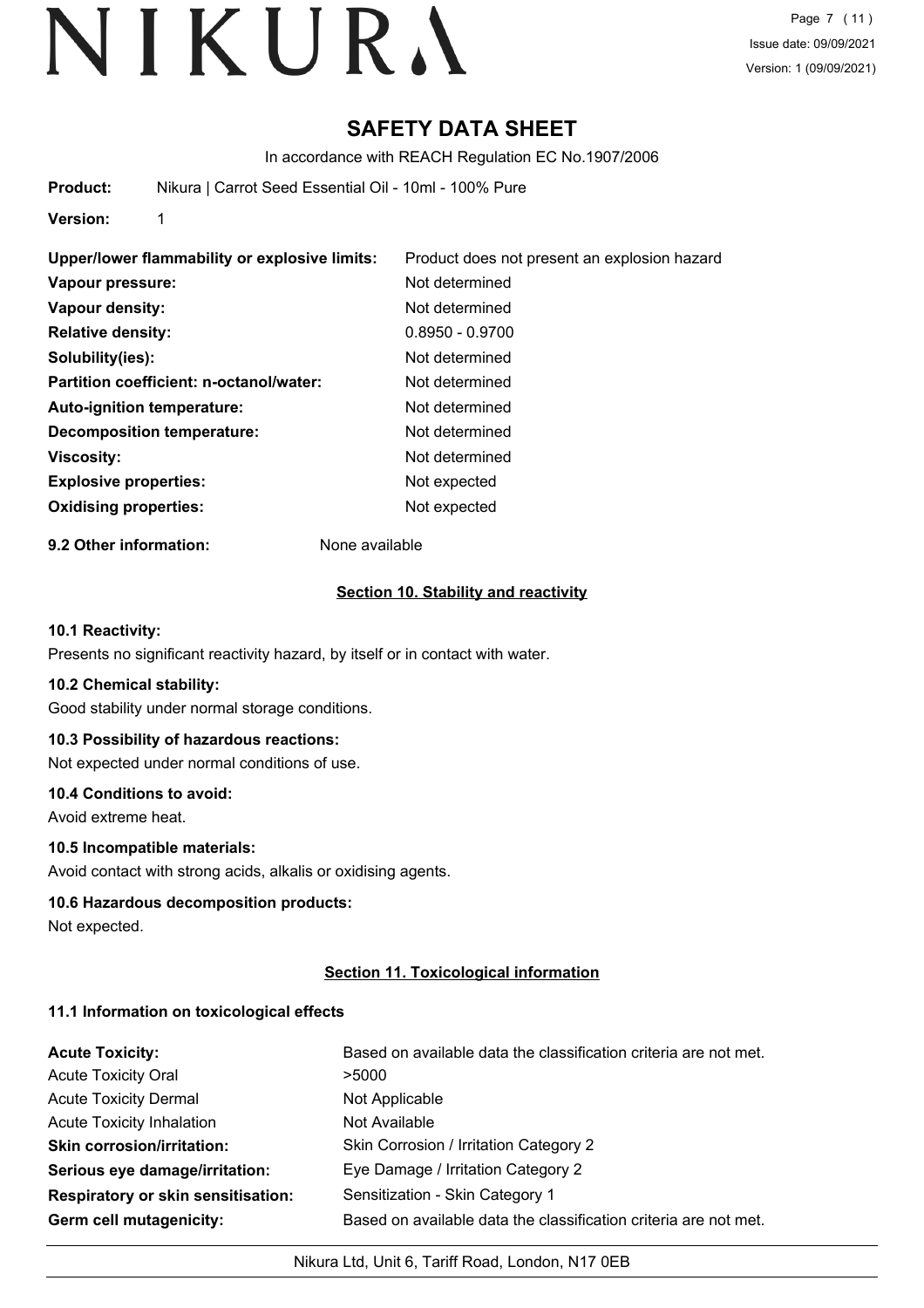# SAFETY DATA SHEET

In accordance with REACH Regulation EC No.1907/2006

**Product:** Nikura | Carrot Seed Essential Oil - 10ml - 100% Pure

**Version:** 1

| | |
|---|---|
| **Upper/lower flammability or explosive limits:** | Product does not present an explosion hazard |
| **Vapour pressure:** | Not determined |
| **Vapour density:** | Not determined |
| **Relative density:** | 0.8950 - 0.9700 |
| **Solubility(ies):** | Not determined |
| **Partition coefficient: n-octanol/water:** | Not determined |
| **Auto-ignition temperature:** | Not determined |
| **Decomposition temperature:** | Not determined |
| **Viscosity:** | Not determined |
| **Explosive properties:** | Not expected |
| **Oxidising properties:** | Not expected |

**9.2 Other information:** None available

## Section 10. Stability and reactivity

**10.1 Reactivity:**

Presents no significant reactivity hazard, by itself or in contact with water.

**10.2 Chemical stability:**

Good stability under normal storage conditions.

**10.3 Possibility of hazardous reactions:**

Not expected under normal conditions of use.

**10.4 Conditions to avoid:**

Avoid extreme heat.

**10.5 Incompatible materials:**

Avoid contact with strong acids, alkalis or oxidising agents.

**10.6 Hazardous decomposition products:**

Not expected.

## Section 11. Toxicological information

**11.1 Information on toxicological effects**

| | |
|---|---|
| **Acute Toxicity:** | Based on available data the classification criteria are not met. |
| Acute Toxicity Oral | >5000 |
| Acute Toxicity Dermal | Not Applicable |
| Acute Toxicity Inhalation | Not Available |
| **Skin corrosion/irritation:** | Skin Corrosion / Irritation Category 2 |
| **Serious eye damage/irritation:** | Eye Damage / Irritation Category 2 |
| **Respiratory or skin sensitisation:** | Sensitization - Skin Category 1 |
| **Germ cell mutagenicity:** | Based on available data the classification criteria are not met. |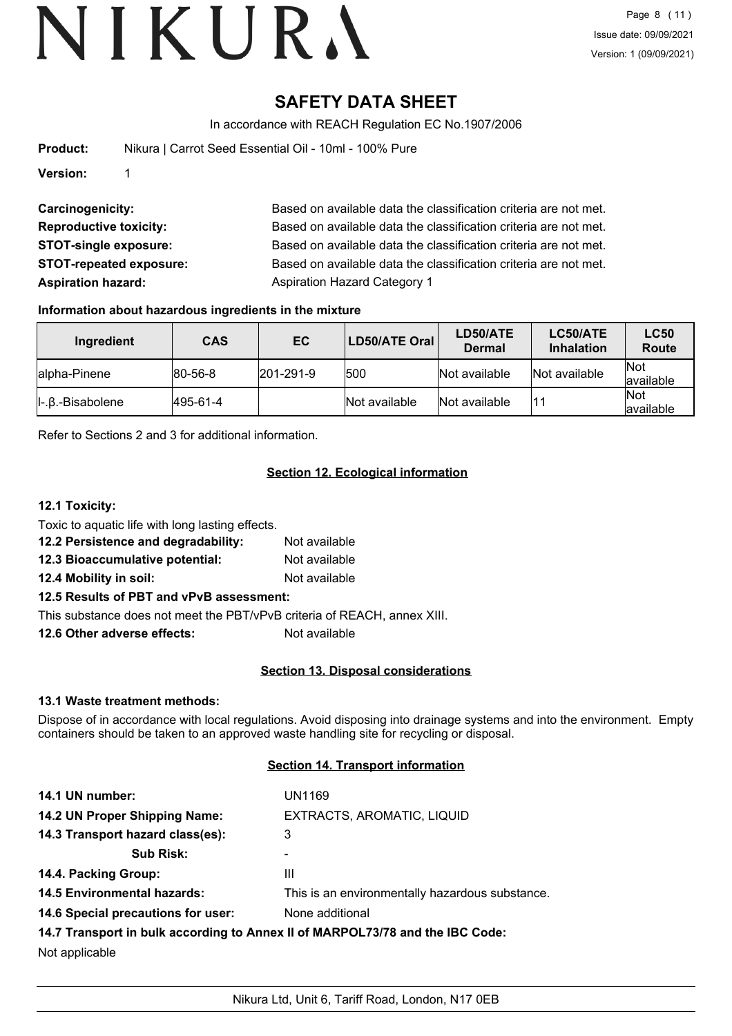# SAFETY DATA SHEET

In accordance with REACH Regulation EC No.1907/2006

**Product:** Nikura | Carrot Seed Essential Oil - 10ml - 100% Pure

**Version:** 1

**Carcinogenicity:** Based on available data the classification criteria are not met.

**Reproductive toxicity:** Based on available data the classification criteria are not met.

**STOT-single exposure:** Based on available data the classification criteria are not met.

**STOT-repeated exposure:** Based on available data the classification criteria are not met.

**Aspiration hazard:** Aspiration Hazard Category 1

### Information about hazardous ingredients in the mixture

| Ingredient | CAS | EC | LD50/ATE Oral | LD50/ATE Dermal | LC50/ATE Inhalation | LC50 Route |
|---|---|---|---|---|---|---|
| alpha-Pinene | 80-56-8 | 201-291-9 | 500 | Not available | Not available | Not available |
| l-.β.-Bisabolene | 495-61-4 | | Not available | Not available | 11 | Not available |

Refer to Sections 2 and 3 for additional information.

## Section 12. Ecological information

**12.1 Toxicity:**

Toxic to aquatic life with long lasting effects.

**12.2 Persistence and degradability:** Not available

**12.3 Bioaccumulative potential:** Not available

**12.4 Mobility in soil:** Not available

**12.5 Results of PBT and vPvB assessment:**

This substance does not meet the PBT/vPvB criteria of REACH, annex XIII.

**12.6 Other adverse effects:** Not available

## Section 13. Disposal considerations

**13.1 Waste treatment methods:**

Dispose of in accordance with local regulations. Avoid disposing into drainage systems and into the environment. Empty containers should be taken to an approved waste handling site for recycling or disposal.

## Section 14. Transport information

**14.1 UN number:** UN1169

**14.2 UN Proper Shipping Name:** EXTRACTS, AROMATIC, LIQUID

**14.3 Transport hazard class(es):** 3

**Sub Risk:** -

**14.4. Packing Group:** III

**14.5 Environmental hazards:** This is an environmentally hazardous substance.

**14.6 Special precautions for user:** None additional

**14.7 Transport in bulk according to Annex II of MARPOL73/78 and the IBC Code:**

Not applicable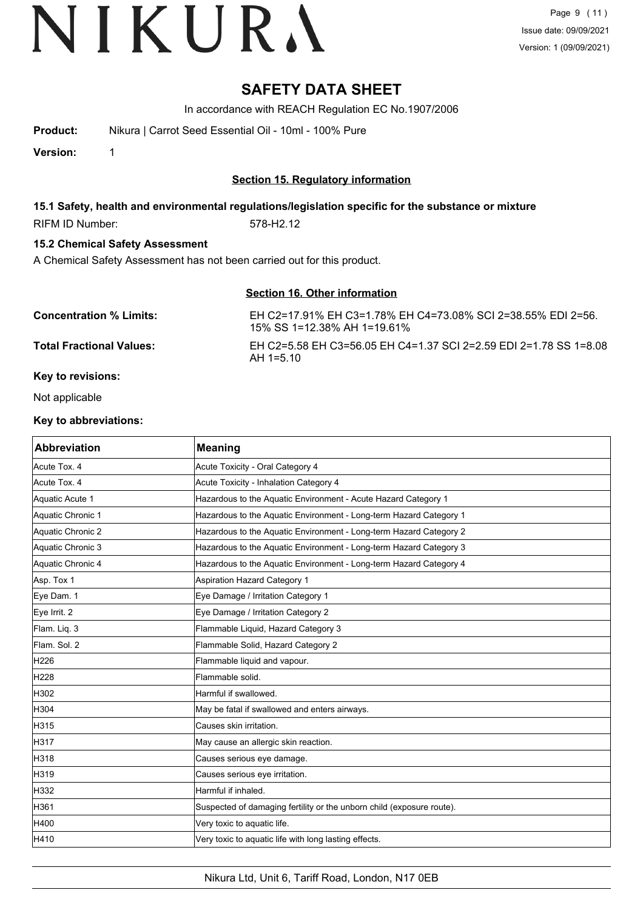# SAFETY DATA SHEET

In accordance with REACH Regulation EC No.1907/2006

**Product:** Nikura | Carrot Seed Essential Oil - 10ml - 100% Pure

**Version:** 1

## Section 15. Regulatory information

### 15.1 Safety, health and environmental regulations/legislation specific for the substance or mixture

RIFM ID Number: 578-H2.12

### 15.2 Chemical Safety Assessment

A Chemical Safety Assessment has not been carried out for this product.

## Section 16. Other information

**Concentration % Limits:** EH C2=17.91% EH C3=1.78% EH C4=73.08% SCI 2=38.55% EDI 2=56.15% SS 1=12.38% AH 1=19.61%

**Total Fractional Values:** EH C2=5.58 EH C3=56.05 EH C4=1.37 SCI 2=2.59 EDI 2=1.78 SS 1=8.08 AH 1=5.10

**Key to revisions:**

Not applicable

**Key to abbreviations:**

| Abbreviation | Meaning |
|---|---|
| Acute Tox. 4 | Acute Toxicity - Oral Category 4 |
| Acute Tox. 4 | Acute Toxicity - Inhalation Category 4 |
| Aquatic Acute 1 | Hazardous to the Aquatic Environment - Acute Hazard Category 1 |
| Aquatic Chronic 1 | Hazardous to the Aquatic Environment - Long-term Hazard Category 1 |
| Aquatic Chronic 2 | Hazardous to the Aquatic Environment - Long-term Hazard Category 2 |
| Aquatic Chronic 3 | Hazardous to the Aquatic Environment - Long-term Hazard Category 3 |
| Aquatic Chronic 4 | Hazardous to the Aquatic Environment - Long-term Hazard Category 4 |
| Asp. Tox 1 | Aspiration Hazard Category 1 |
| Eye Dam. 1 | Eye Damage / Irritation Category 1 |
| Eye Irrit. 2 | Eye Damage / Irritation Category 2 |
| Flam. Liq. 3 | Flammable Liquid, Hazard Category 3 |
| Flam. Sol. 2 | Flammable Solid, Hazard Category 2 |
| H226 | Flammable liquid and vapour. |
| H228 | Flammable solid. |
| H302 | Harmful if swallowed. |
| H304 | May be fatal if swallowed and enters airways. |
| H315 | Causes skin irritation. |
| H317 | May cause an allergic skin reaction. |
| H318 | Causes serious eye damage. |
| H319 | Causes serious eye irritation. |
| H332 | Harmful if inhaled. |
| H361 | Suspected of damaging fertility or the unborn child (exposure route). |
| H400 | Very toxic to aquatic life. |
| H410 | Very toxic to aquatic life with long lasting effects. |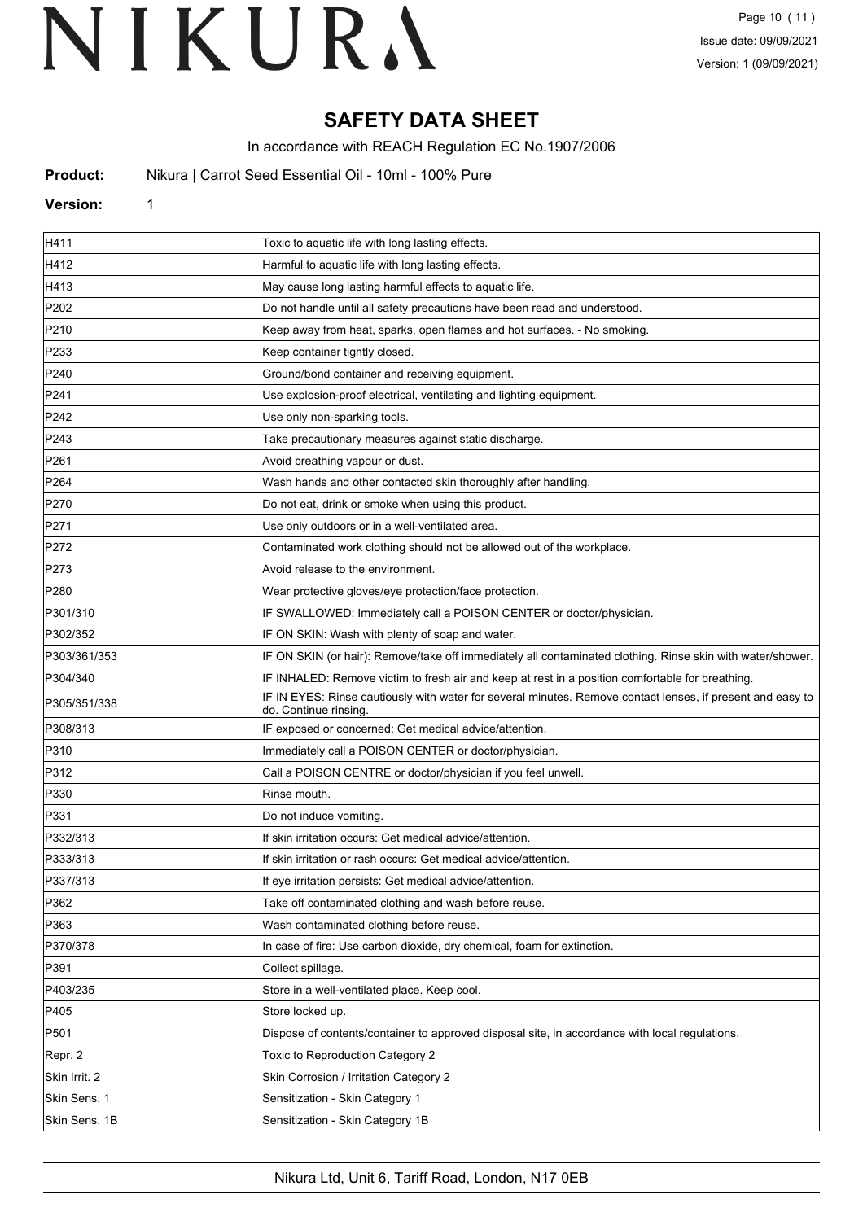# SAFETY DATA SHEET

In accordance with REACH Regulation EC No.1907/2006

**Product:** Nikura | Carrot Seed Essential Oil - 10ml - 100% Pure

**Version:** 1

| | |
|---|---|
| H411 | Toxic to aquatic life with long lasting effects. |
| H412 | Harmful to aquatic life with long lasting effects. |
| H413 | May cause long lasting harmful effects to aquatic life. |
| P202 | Do not handle until all safety precautions have been read and understood. |
| P210 | Keep away from heat, sparks, open flames and hot surfaces. - No smoking. |
| P233 | Keep container tightly closed. |
| P240 | Ground/bond container and receiving equipment. |
| P241 | Use explosion-proof electrical, ventilating and lighting equipment. |
| P242 | Use only non-sparking tools. |
| P243 | Take precautionary measures against static discharge. |
| P261 | Avoid breathing vapour or dust. |
| P264 | Wash hands and other contacted skin thoroughly after handling. |
| P270 | Do not eat, drink or smoke when using this product. |
| P271 | Use only outdoors or in a well-ventilated area. |
| P272 | Contaminated work clothing should not be allowed out of the workplace. |
| P273 | Avoid release to the environment. |
| P280 | Wear protective gloves/eye protection/face protection. |
| P301/310 | IF SWALLOWED: Immediately call a POISON CENTER or doctor/physician. |
| P302/352 | IF ON SKIN: Wash with plenty of soap and water. |
| P303/361/353 | IF ON SKIN (or hair): Remove/take off immediately all contaminated clothing. Rinse skin with water/shower. |
| P304/340 | IF INHALED: Remove victim to fresh air and keep at rest in a position comfortable for breathing. |
| P305/351/338 | IF IN EYES: Rinse cautiously with water for several minutes. Remove contact lenses, if present and easy to do. Continue rinsing. |
| P308/313 | IF exposed or concerned: Get medical advice/attention. |
| P310 | Immediately call a POISON CENTER or doctor/physician. |
| P312 | Call a POISON CENTRE or doctor/physician if you feel unwell. |
| P330 | Rinse mouth. |
| P331 | Do not induce vomiting. |
| P332/313 | If skin irritation occurs: Get medical advice/attention. |
| P333/313 | If skin irritation or rash occurs: Get medical advice/attention. |
| P337/313 | If eye irritation persists: Get medical advice/attention. |
| P362 | Take off contaminated clothing and wash before reuse. |
| P363 | Wash contaminated clothing before reuse. |
| P370/378 | In case of fire: Use carbon dioxide, dry chemical, foam for extinction. |
| P391 | Collect spillage. |
| P403/235 | Store in a well-ventilated place. Keep cool. |
| P405 | Store locked up. |
| P501 | Dispose of contents/container to approved disposal site, in accordance with local regulations. |
| Repr. 2 | Toxic to Reproduction Category 2 |
| Skin Irrit. 2 | Skin Corrosion / Irritation Category 2 |
| Skin Sens. 1 | Sensitization - Skin Category 1 |
| Skin Sens. 1B | Sensitization - Skin Category 1B |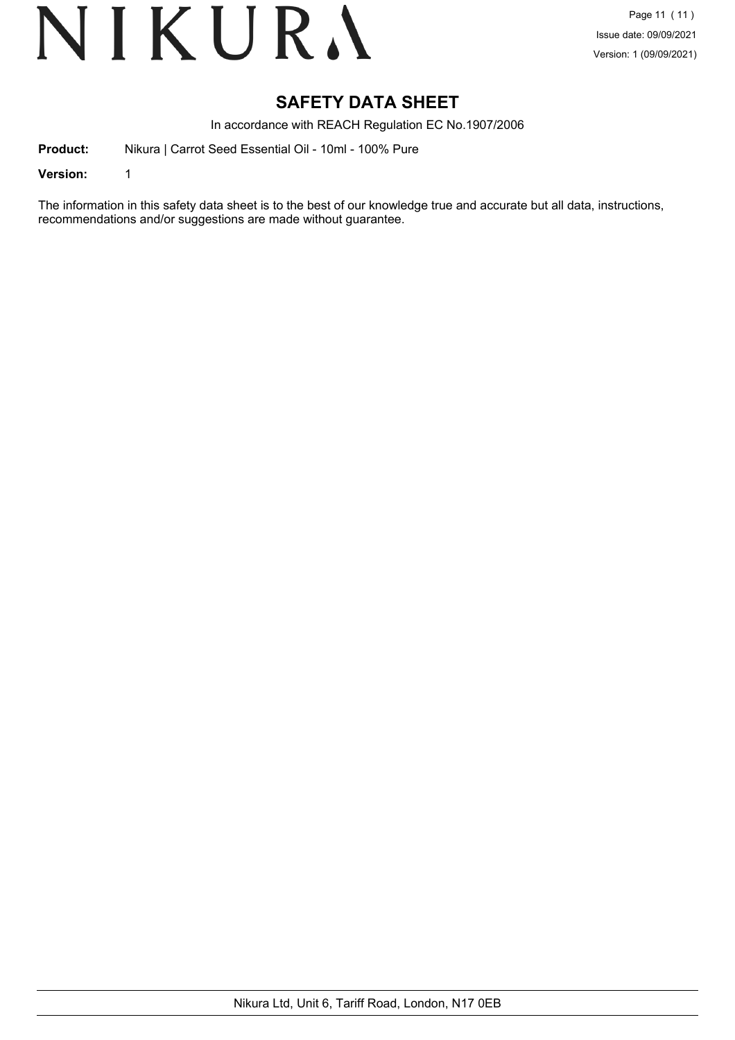# SAFETY DATA SHEET

In accordance with REACH Regulation EC No.1907/2006

**Product:** Nikura | Carrot Seed Essential Oil - 10ml - 100% Pure

**Version:** 1

The information in this safety data sheet is to the best of our knowledge true and accurate but all data, instructions, recommendations and/or suggestions are made without guarantee.